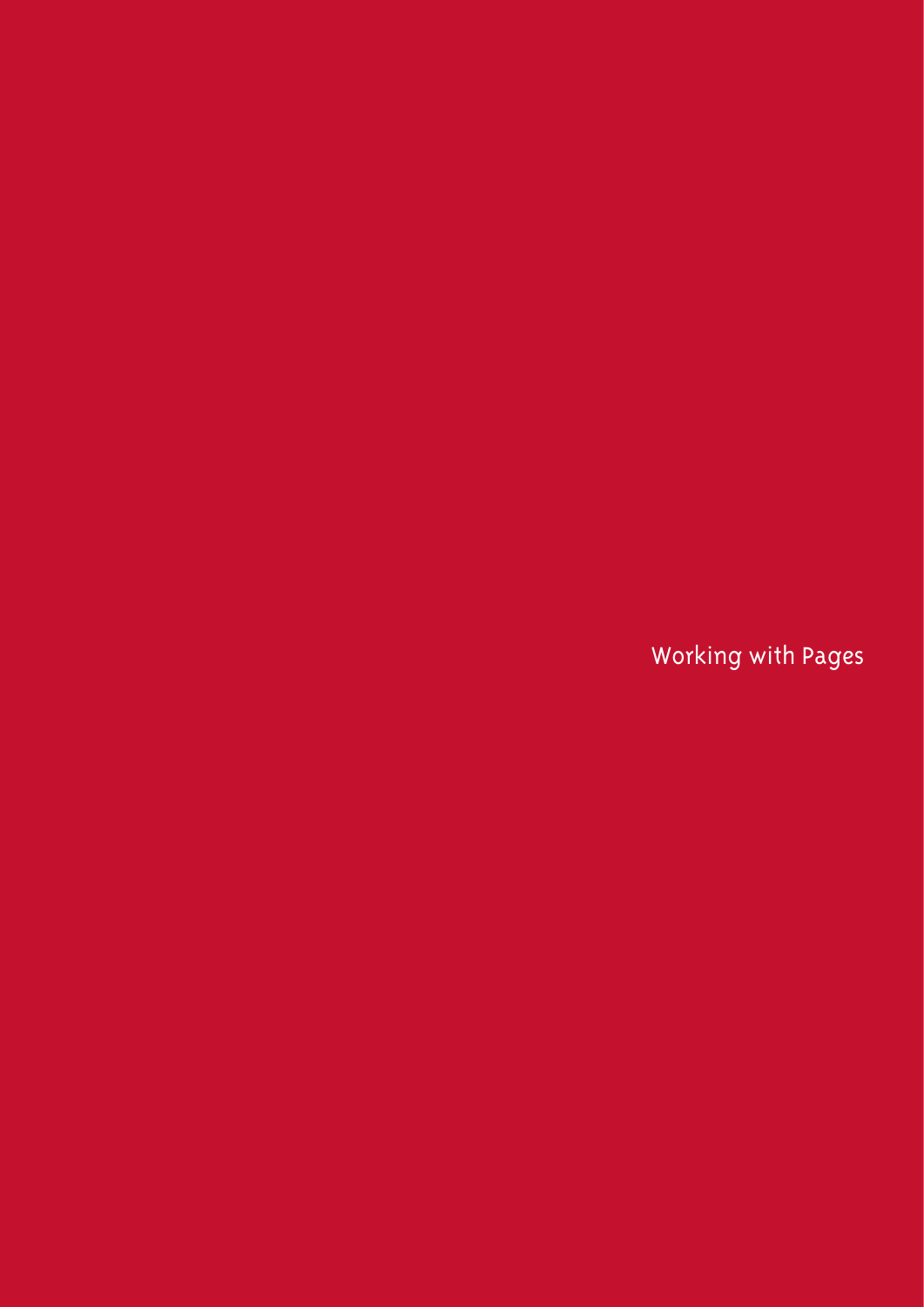# Working with Pages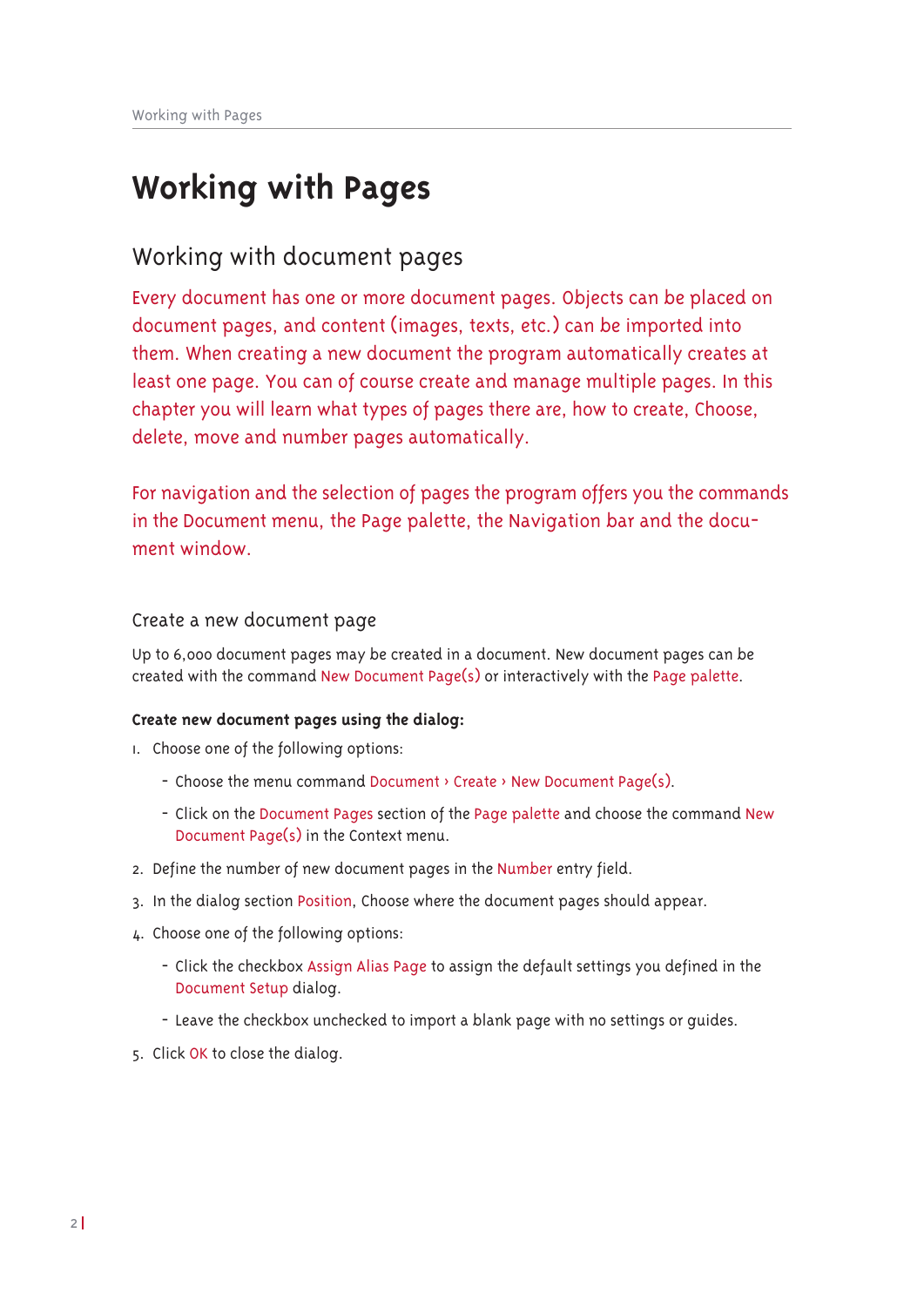# Working with Pages

## Working with document pages

Every document has one or more document pages. Objects can be placed on document pages, and content (images, texts, etc.) can be imported into them. When creating a new document the program automatically creates at least one page. You can of course create and manage multiple pages. In this chapter you will learn what types of pages there are, how to create, Choose, delete, move and number pages automatically.

For navigation and the selection of pages the program offers you the commands in the Document menu, the Page palette, the Navigation bar and the document window.

### Create a new document page

Up to 6,000 document pages may be created in a document. New document pages can be created with the command New Document Page(s) or interactively with the Page palette.

**Create new document pages using the dialog:**

1. Choose one of the following options:
   - Choose the menu command Document › Create › New Document Page(s).
   - Click on the Document Pages section of the Page palette and choose the command New Document Page(s) in the Context menu.
2. Define the number of new document pages in the Number entry field.
3. In the dialog section Position, Choose where the document pages should appear.
4. Choose one of the following options:
   - Click the checkbox Assign Alias Page to assign the default settings you defined in the Document Setup dialog.
   - Leave the checkbox unchecked to import a blank page with no settings or guides.
5. Click OK to close the dialog.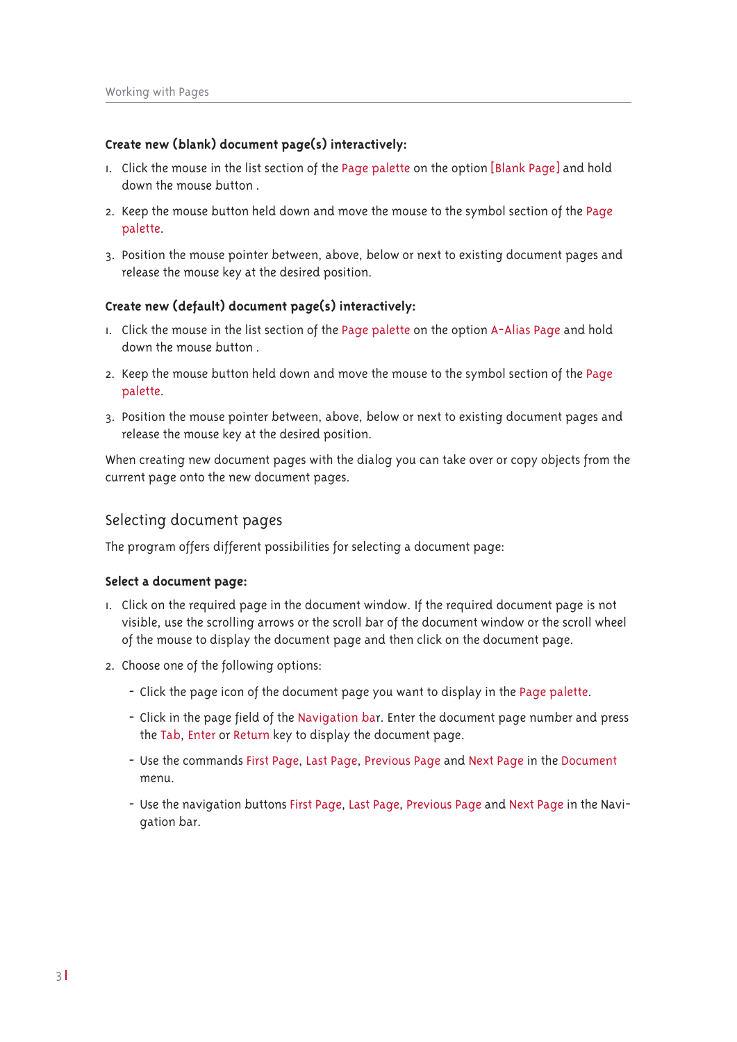**Create new (blank) document page(s) interactively:**

1. Click the mouse in the list section of the Page palette on the option [Blank Page] and hold down the mouse button .
2. Keep the mouse button held down and move the mouse to the symbol section of the Page palette.
3. Position the mouse pointer between, above, below or next to existing document pages and release the mouse key at the desired position.

**Create new (default) document page(s) interactively:**

1. Click the mouse in the list section of the Page palette on the option A-Alias Page and hold down the mouse button .
2. Keep the mouse button held down and move the mouse to the symbol section of the Page palette.
3. Position the mouse pointer between, above, below or next to existing document pages and release the mouse key at the desired position.

When creating new document pages with the dialog you can take over or copy objects from the current page onto the new document pages.

## Selecting document pages

The program offers different possibilities for selecting a document page:

**Select a document page:**

1. Click on the required page in the document window. If the required document page is not visible, use the scrolling arrows or the scroll bar of the document window or the scroll wheel of the mouse to display the document page and then click on the document page.
2. Choose one of the following options:
   - Click the page icon of the document page you want to display in the Page palette.
   - Click in the page field of the Navigation bar. Enter the document page number and press the Tab, Enter or Return key to display the document page.
   - Use the commands First Page, Last Page, Previous Page and Next Page in the Document menu.
   - Use the navigation buttons First Page, Last Page, Previous Page and Next Page in the Navigation bar.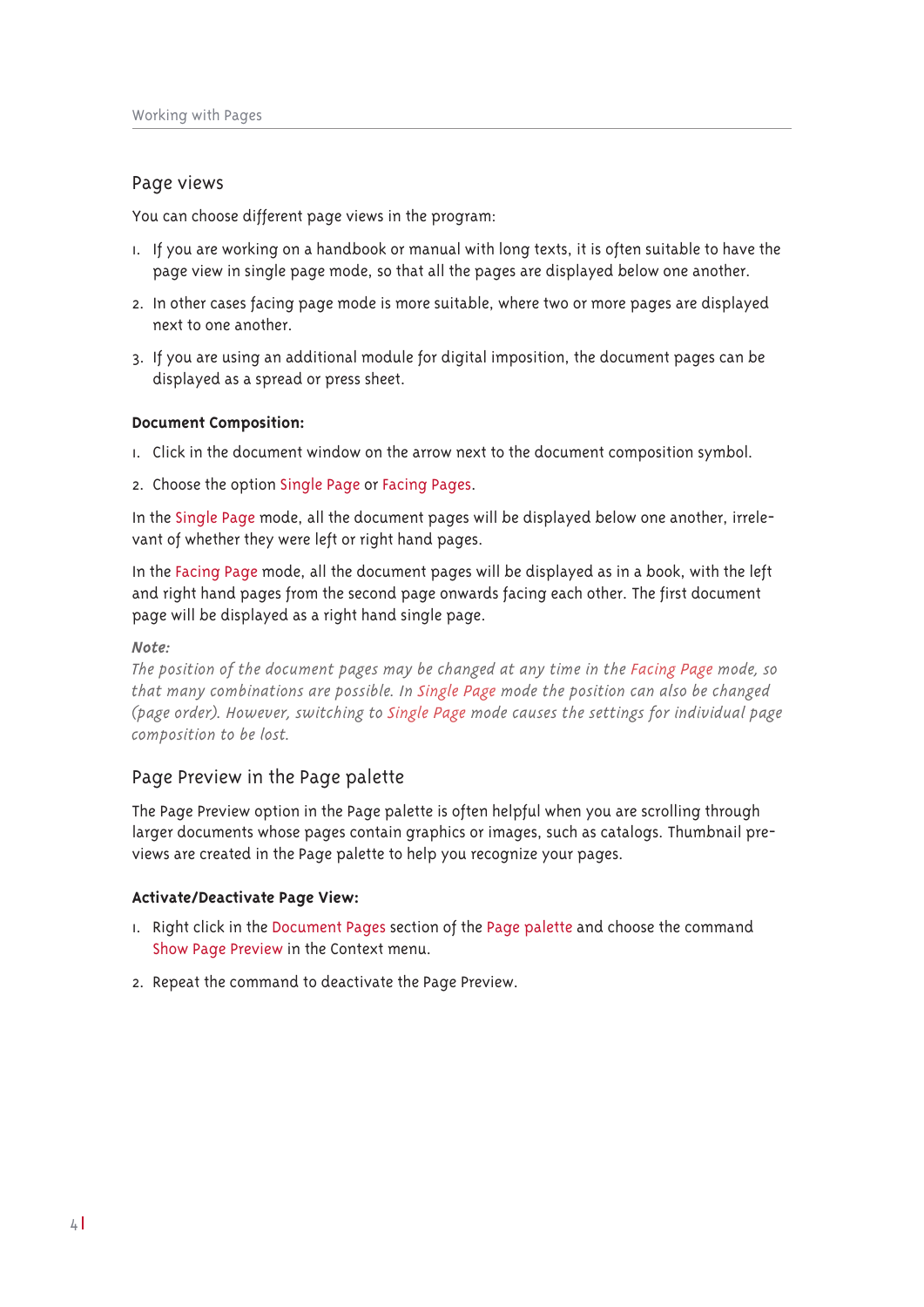## Page views

You can choose different page views in the program:

1. If you are working on a handbook or manual with long texts, it is often suitable to have the page view in single page mode, so that all the pages are displayed below one another.
2. In other cases facing page mode is more suitable, where two or more pages are displayed next to one another.
3. If you are using an additional module for digital imposition, the document pages can be displayed as a spread or press sheet.

**Document Composition:**

1. Click in the document window on the arrow next to the document composition symbol.
2. Choose the option Single Page or Facing Pages.

In the Single Page mode, all the document pages will be displayed below one another, irrelevant of whether they were left or right hand pages.

In the Facing Page mode, all the document pages will be displayed as in a book, with the left and right hand pages from the second page onwards facing each other. The first document page will be displayed as a right hand single page.

***Note:***
*The position of the document pages may be changed at any time in the Facing Page mode, so that many combinations are possible. In Single Page mode the position can also be changed (page order). However, switching to Single Page mode causes the settings for individual page composition to be lost.*

## Page Preview in the Page palette

The Page Preview option in the Page palette is often helpful when you are scrolling through larger documents whose pages contain graphics or images, such as catalogs. Thumbnail previews are created in the Page palette to help you recognize your pages.

**Activate/Deactivate Page View:**

1. Right click in the Document Pages section of the Page palette and choose the command Show Page Preview in the Context menu.
2. Repeat the command to deactivate the Page Preview.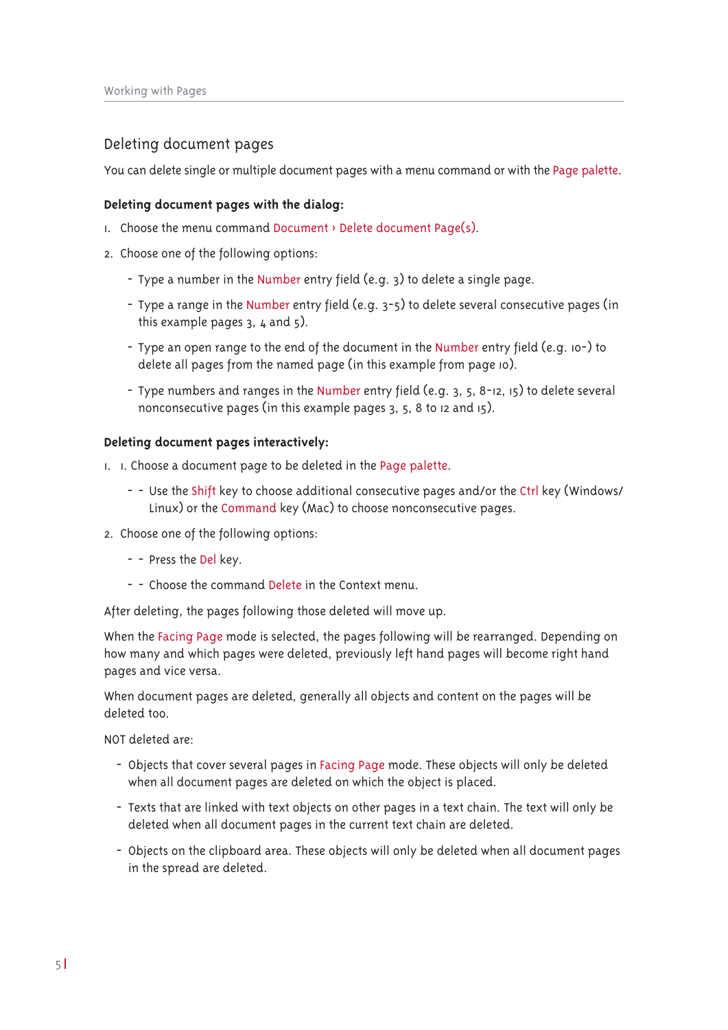## Deleting document pages

You can delete single or multiple document pages with a menu command or with the Page palette.

**Deleting document pages with the dialog:**

1. Choose the menu command Document › Delete document Page(s).
2. Choose one of the following options:
   - Type a number in the Number entry field (e.g. 3) to delete a single page.
   - Type a range in the Number entry field (e.g. 3-5) to delete several consecutive pages (in this example pages 3, 4 and 5).
   - Type an open range to the end of the document in the Number entry field (e.g. 10-) to delete all pages from the named page (in this example from page 10).
   - Type numbers and ranges in the Number entry field (e.g. 3, 5, 8-12, 15) to delete several nonconsecutive pages (in this example pages 3, 5, 8 to 12 and 15).

**Deleting document pages interactively:**

1. 1. Choose a document page to be deleted in the Page palette.
   - - Use the Shift key to choose additional consecutive pages and/or the Ctrl key (Windows/Linux) or the Command key (Mac) to choose nonconsecutive pages.
2. Choose one of the following options:
   - - Press the Del key.
   - - Choose the command Delete in the Context menu.

After deleting, the pages following those deleted will move up.

When the Facing Page mode is selected, the pages following will be rearranged. Depending on how many and which pages were deleted, previously left hand pages will become right hand pages and vice versa.

When document pages are deleted, generally all objects and content on the pages will be deleted too.

NOT deleted are:

- Objects that cover several pages in Facing Page mode. These objects will only be deleted when all document pages are deleted on which the object is placed.
- Texts that are linked with text objects on other pages in a text chain. The text will only be deleted when all document pages in the current text chain are deleted.
- Objects on the clipboard area. These objects will only be deleted when all document pages in the spread are deleted.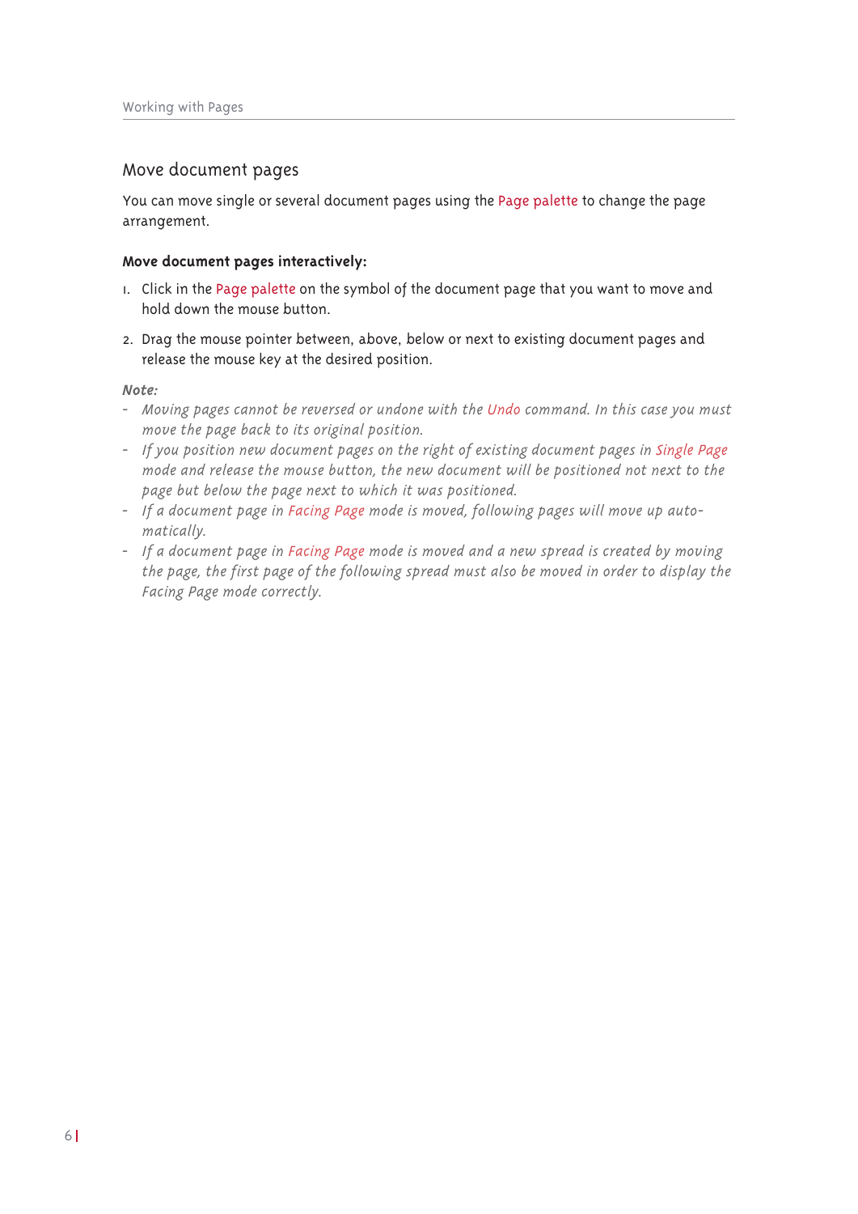## Move document pages

You can move single or several document pages using the Page palette to change the page arrangement.

**Move document pages interactively:**

1. Click in the Page palette on the symbol of the document page that you want to move and hold down the mouse button.
2. Drag the mouse pointer between, above, below or next to existing document pages and release the mouse key at the desired position.

***Note:***

- *Moving pages cannot be reversed or undone with the Undo command. In this case you must move the page back to its original position.*
- *If you position new document pages on the right of existing document pages in Single Page mode and release the mouse button, the new document will be positioned not next to the page but below the page next to which it was positioned.*
- *If a document page in Facing Page mode is moved, following pages will move up automatically.*
- *If a document page in Facing Page mode is moved and a new spread is created by moving the page, the first page of the following spread must also be moved in order to display the Facing Page mode correctly.*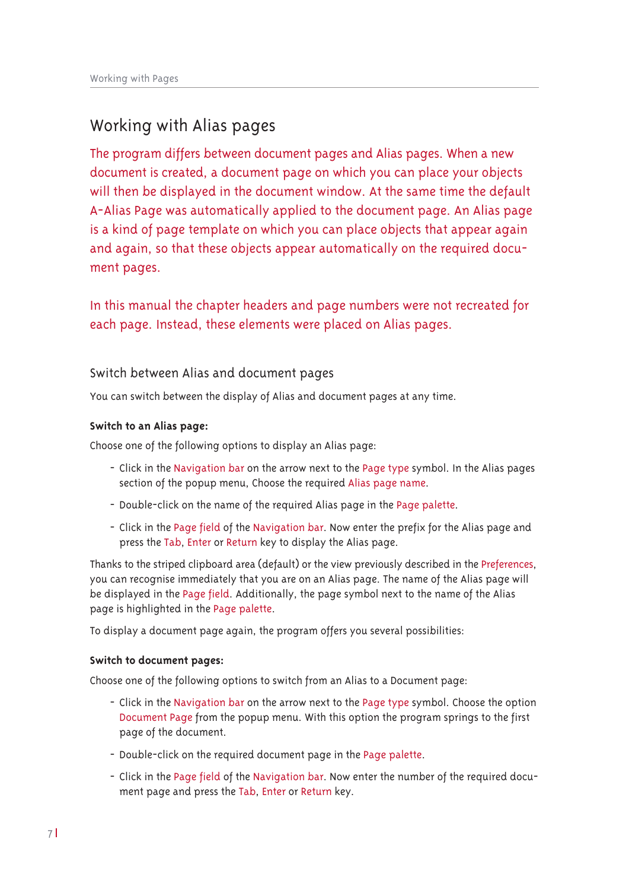# Working with Alias pages

The program differs between document pages and Alias pages. When a new document is created, a document page on which you can place your objects will then be displayed in the document window. At the same time the default A-Alias Page was automatically applied to the document page. An Alias page is a kind of page template on which you can place objects that appear again and again, so that these objects appear automatically on the required document pages.

In this manual the chapter headers and page numbers were not recreated for each page. Instead, these elements were placed on Alias pages.

## Switch between Alias and document pages

You can switch between the display of Alias and document pages at any time.

**Switch to an Alias page:**

Choose one of the following options to display an Alias page:

- Click in the Navigation bar on the arrow next to the Page type symbol. In the Alias pages section of the popup menu, Choose the required Alias page name.
- Double-click on the name of the required Alias page in the Page palette.
- Click in the Page field of the Navigation bar. Now enter the prefix for the Alias page and press the Tab, Enter or Return key to display the Alias page.

Thanks to the striped clipboard area (default) or the view previously described in the Preferences, you can recognise immediately that you are on an Alias page. The name of the Alias page will be displayed in the Page field. Additionally, the page symbol next to the name of the Alias page is highlighted in the Page palette.

To display a document page again, the program offers you several possibilities:

**Switch to document pages:**

Choose one of the following options to switch from an Alias to a Document page:

- Click in the Navigation bar on the arrow next to the Page type symbol. Choose the option Document Page from the popup menu. With this option the program springs to the first page of the document.
- Double-click on the required document page in the Page palette.
- Click in the Page field of the Navigation bar. Now enter the number of the required document page and press the Tab, Enter or Return key.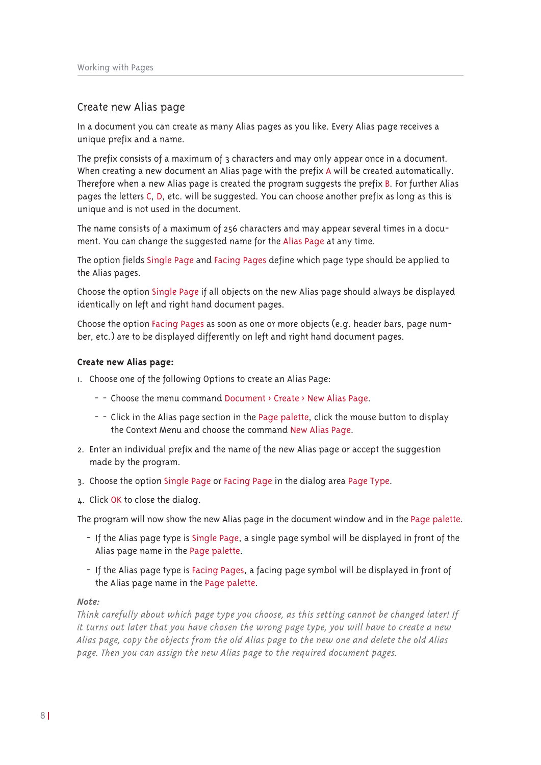## Create new Alias page

In a document you can create as many Alias pages as you like. Every Alias page receives a unique prefix and a name.

The prefix consists of a maximum of 3 characters and may only appear once in a document. When creating a new document an Alias page with the prefix A will be created automatically. Therefore when a new Alias page is created the program suggests the prefix B. For further Alias pages the letters C, D, etc. will be suggested. You can choose another prefix as long as this is unique and is not used in the document.

The name consists of a maximum of 256 characters and may appear several times in a document. You can change the suggested name for the Alias Page at any time.

The option fields Single Page and Facing Pages define which page type should be applied to the Alias pages.

Choose the option Single Page if all objects on the new Alias page should always be displayed identically on left and right hand document pages.

Choose the option Facing Pages as soon as one or more objects (e.g. header bars, page number, etc.) are to be displayed differently on left and right hand document pages.

**Create new Alias page:**

1. Choose one of the following Options to create an Alias Page:
   - - Choose the menu command Document › Create › New Alias Page.
   - - Click in the Alias page section in the Page palette, click the mouse button to display the Context Menu and choose the command New Alias Page.
2. Enter an individual prefix and the name of the new Alias page or accept the suggestion made by the program.
3. Choose the option Single Page or Facing Page in the dialog area Page Type.
4. Click OK to close the dialog.

The program will now show the new Alias page in the document window and in the Page palette.

- If the Alias page type is Single Page, a single page symbol will be displayed in front of the Alias page name in the Page palette.
- If the Alias page type is Facing Pages, a facing page symbol will be displayed in front of the Alias page name in the Page palette.

***Note:***
*Think carefully about which page type you choose, as this setting cannot be changed later! If it turns out later that you have chosen the wrong page type, you will have to create a new Alias page, copy the objects from the old Alias page to the new one and delete the old Alias page. Then you can assign the new Alias page to the required document pages.*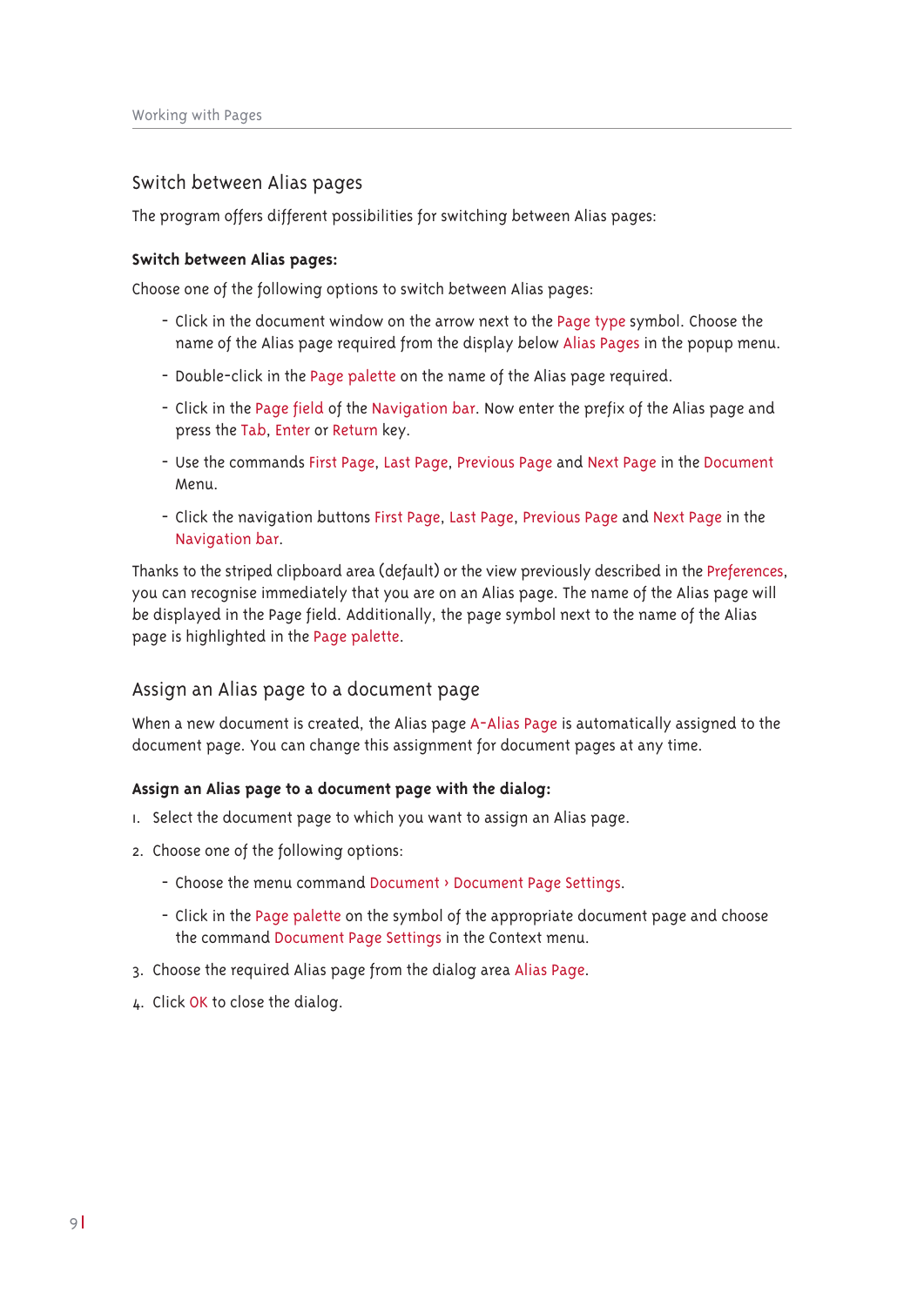## Switch between Alias pages

The program offers different possibilities for switching between Alias pages:

**Switch between Alias pages:**

Choose one of the following options to switch between Alias pages:

- Click in the document window on the arrow next to the Page type symbol. Choose the name of the Alias page required from the display below Alias Pages in the popup menu.
- Double-click in the Page palette on the name of the Alias page required.
- Click in the Page field of the Navigation bar. Now enter the prefix of the Alias page and press the Tab, Enter or Return key.
- Use the commands First Page, Last Page, Previous Page and Next Page in the Document Menu.
- Click the navigation buttons First Page, Last Page, Previous Page and Next Page in the Navigation bar.

Thanks to the striped clipboard area (default) or the view previously described in the Preferences, you can recognise immediately that you are on an Alias page. The name of the Alias page will be displayed in the Page field. Additionally, the page symbol next to the name of the Alias page is highlighted in the Page palette.

## Assign an Alias page to a document page

When a new document is created, the Alias page A-Alias Page is automatically assigned to the document page. You can change this assignment for document pages at any time.

**Assign an Alias page to a document page with the dialog:**

1. Select the document page to which you want to assign an Alias page.
2. Choose one of the following options:
   - Choose the menu command Document › Document Page Settings.
   - Click in the Page palette on the symbol of the appropriate document page and choose the command Document Page Settings in the Context menu.
3. Choose the required Alias page from the dialog area Alias Page.
4. Click OK to close the dialog.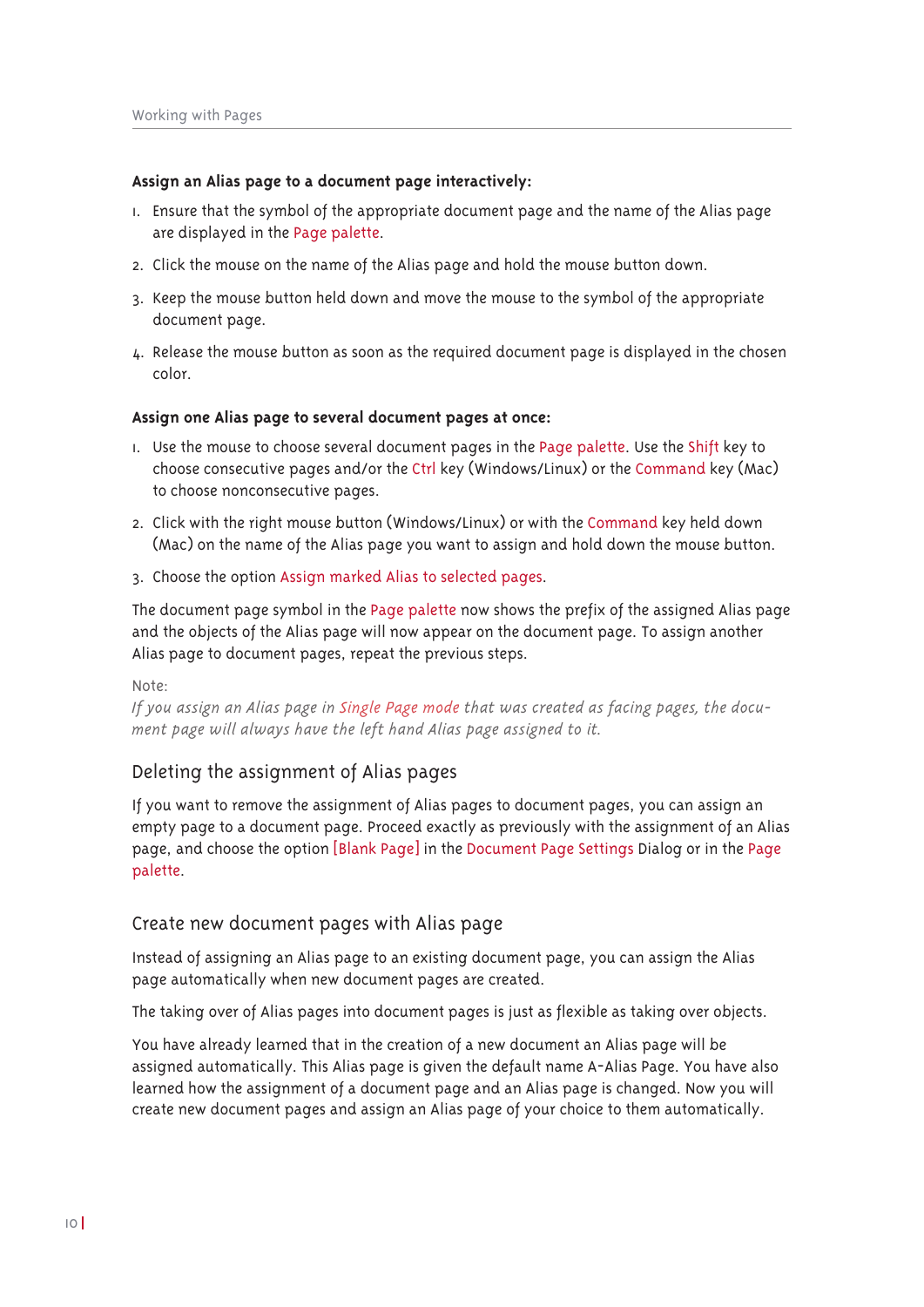**Assign an Alias page to a document page interactively:**

1. Ensure that the symbol of the appropriate document page and the name of the Alias page are displayed in the Page palette.
2. Click the mouse on the name of the Alias page and hold the mouse button down.
3. Keep the mouse button held down and move the mouse to the symbol of the appropriate document page.
4. Release the mouse button as soon as the required document page is displayed in the chosen color.

**Assign one Alias page to several document pages at once:**

1. Use the mouse to choose several document pages in the Page palette. Use the Shift key to choose consecutive pages and/or the Ctrl key (Windows/Linux) or the Command key (Mac) to choose nonconsecutive pages.
2. Click with the right mouse button (Windows/Linux) or with the Command key held down (Mac) on the name of the Alias page you want to assign and hold down the mouse button.
3. Choose the option Assign marked Alias to selected pages.

The document page symbol in the Page palette now shows the prefix of the assigned Alias page and the objects of the Alias page will now appear on the document page. To assign another Alias page to document pages, repeat the previous steps.

Note:
*If you assign an Alias page in Single Page mode that was created as facing pages, the document page will always have the left hand Alias page assigned to it.*

## Deleting the assignment of Alias pages

If you want to remove the assignment of Alias pages to document pages, you can assign an empty page to a document page. Proceed exactly as previously with the assignment of an Alias page, and choose the option [Blank Page] in the Document Page Settings Dialog or in the Page palette.

## Create new document pages with Alias page

Instead of assigning an Alias page to an existing document page, you can assign the Alias page automatically when new document pages are created.

The taking over of Alias pages into document pages is just as flexible as taking over objects.

You have already learned that in the creation of a new document an Alias page will be assigned automatically. This Alias page is given the default name A-Alias Page. You have also learned how the assignment of a document page and an Alias page is changed. Now you will create new document pages and assign an Alias page of your choice to them automatically.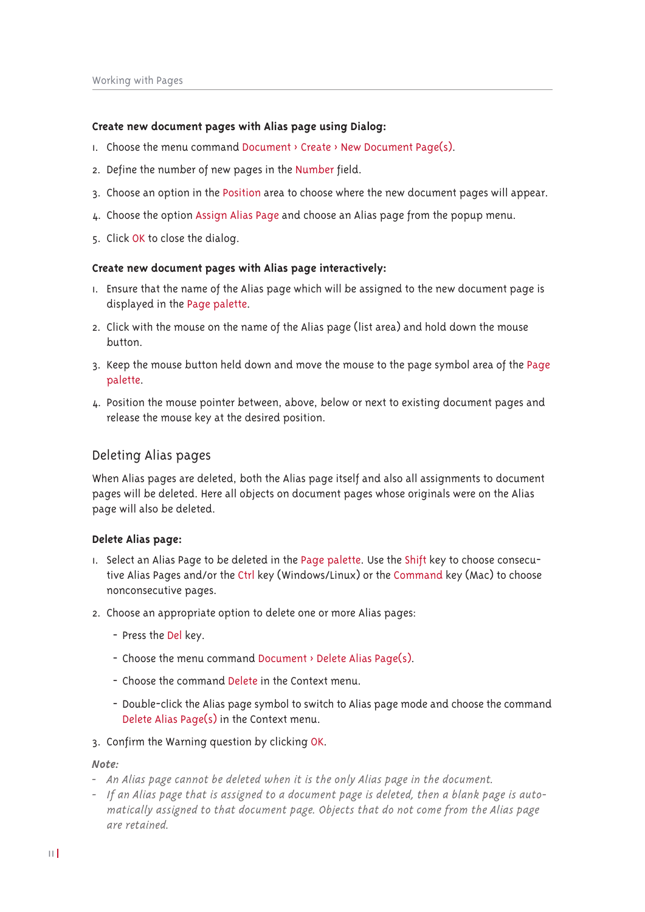**Create new document pages with Alias page using Dialog:**

1. Choose the menu command Document › Create › New Document Page(s).
2. Define the number of new pages in the Number field.
3. Choose an option in the Position area to choose where the new document pages will appear.
4. Choose the option Assign Alias Page and choose an Alias page from the popup menu.
5. Click OK to close the dialog.

**Create new document pages with Alias page interactively:**

1. Ensure that the name of the Alias page which will be assigned to the new document page is displayed in the Page palette.
2. Click with the mouse on the name of the Alias page (list area) and hold down the mouse button.
3. Keep the mouse button held down and move the mouse to the page symbol area of the Page palette.
4. Position the mouse pointer between, above, below or next to existing document pages and release the mouse key at the desired position.

## Deleting Alias pages

When Alias pages are deleted, both the Alias page itself and also all assignments to document pages will be deleted. Here all objects on document pages whose originals were on the Alias page will also be deleted.

**Delete Alias page:**

1. Select an Alias Page to be deleted in the Page palette. Use the Shift key to choose consecutive Alias Pages and/or the Ctrl key (Windows/Linux) or the Command key (Mac) to choose nonconsecutive pages.
2. Choose an appropriate option to delete one or more Alias pages:
   - Press the Del key.
   - Choose the menu command Document › Delete Alias Page(s).
   - Choose the command Delete in the Context menu.
   - Double-click the Alias page symbol to switch to Alias page mode and choose the command Delete Alias Page(s) in the Context menu.
3. Confirm the Warning question by clicking OK.

***Note:***

- *An Alias page cannot be deleted when it is the only Alias page in the document.*
- *If an Alias page that is assigned to a document page is deleted, then a blank page is automatically assigned to that document page. Objects that do not come from the Alias page are retained.*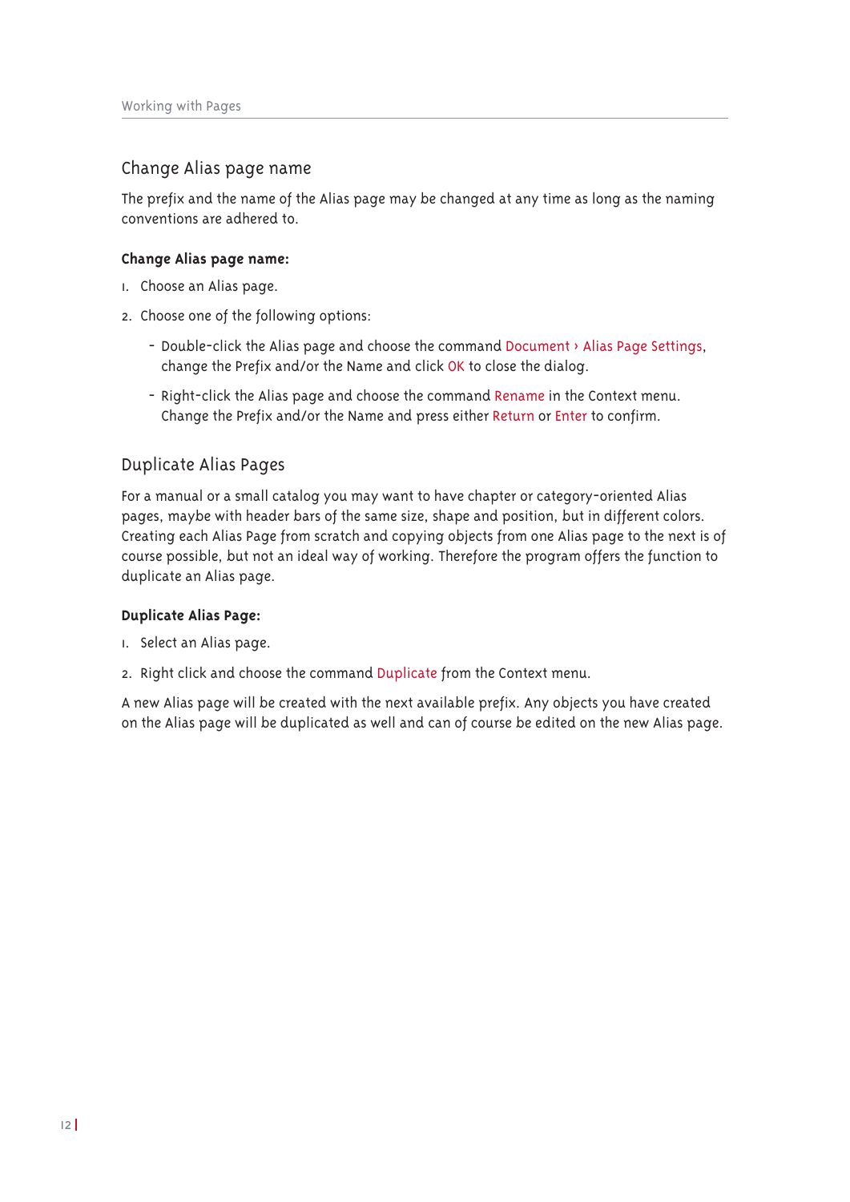## Change Alias page name

The prefix and the name of the Alias page may be changed at any time as long as the naming conventions are adhered to.

**Change Alias page name:**

1. Choose an Alias page.
2. Choose one of the following options:
   - Double-click the Alias page and choose the command Document › Alias Page Settings, change the Prefix and/or the Name and click OK to close the dialog.
   - Right-click the Alias page and choose the command Rename in the Context menu. Change the Prefix and/or the Name and press either Return or Enter to confirm.

## Duplicate Alias Pages

For a manual or a small catalog you may want to have chapter or category-oriented Alias pages, maybe with header bars of the same size, shape and position, but in different colors. Creating each Alias Page from scratch and copying objects from one Alias page to the next is of course possible, but not an ideal way of working. Therefore the program offers the function to duplicate an Alias page.

**Duplicate Alias Page:**

1. Select an Alias page.
2. Right click and choose the command Duplicate from the Context menu.

A new Alias page will be created with the next available prefix. Any objects you have created on the Alias page will be duplicated as well and can of course be edited on the new Alias page.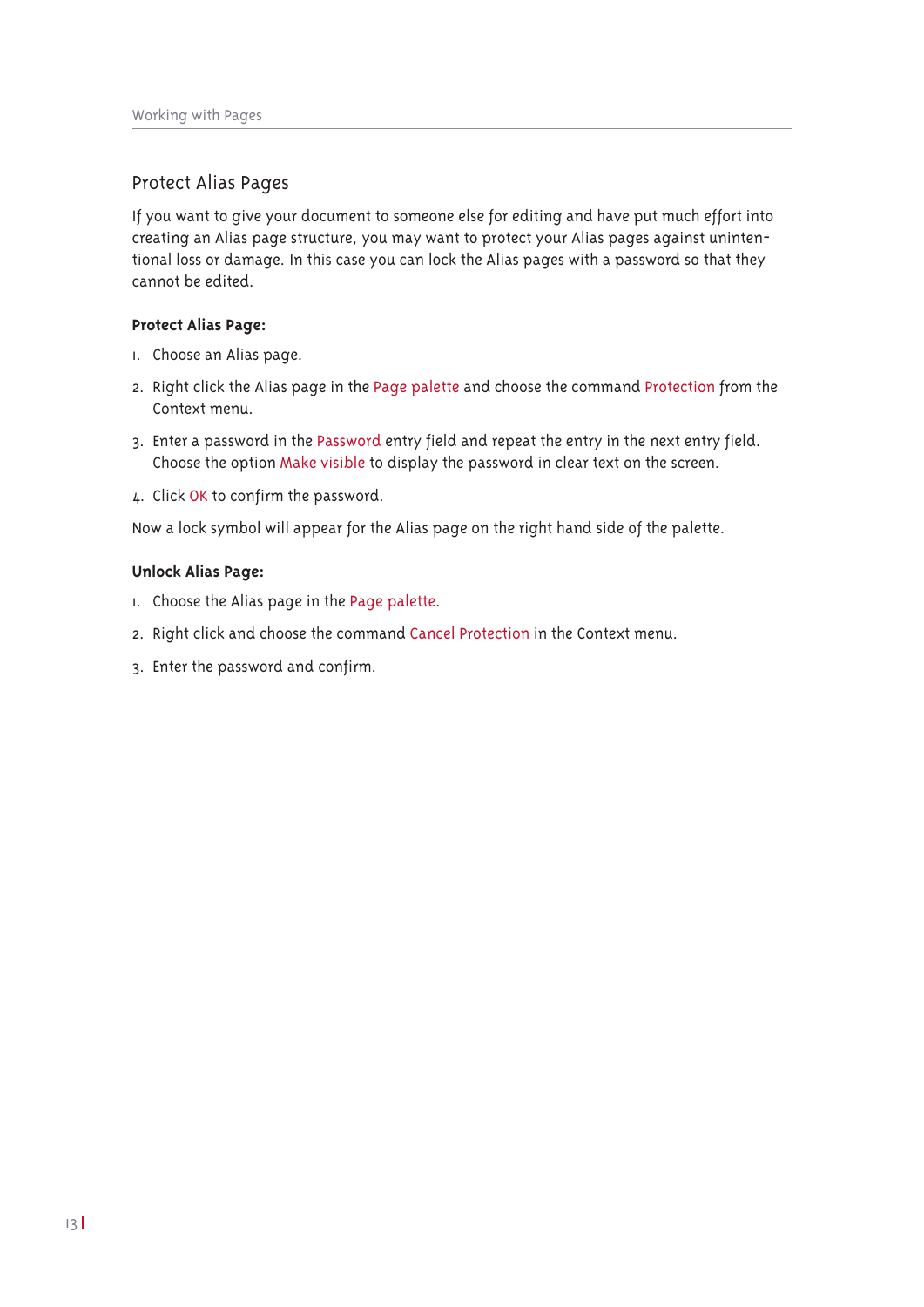## Protect Alias Pages

If you want to give your document to someone else for editing and have put much effort into creating an Alias page structure, you may want to protect your Alias pages against unintentional loss or damage. In this case you can lock the Alias pages with a password so that they cannot be edited.

**Protect Alias Page:**

1. Choose an Alias page.
2. Right click the Alias page in the Page palette and choose the command Protection from the Context menu.
3. Enter a password in the Password entry field and repeat the entry in the next entry field. Choose the option Make visible to display the password in clear text on the screen.
4. Click OK to confirm the password.

Now a lock symbol will appear for the Alias page on the right hand side of the palette.

**Unlock Alias Page:**

1. Choose the Alias page in the Page palette.
2. Right click and choose the command Cancel Protection in the Context menu.
3. Enter the password and confirm.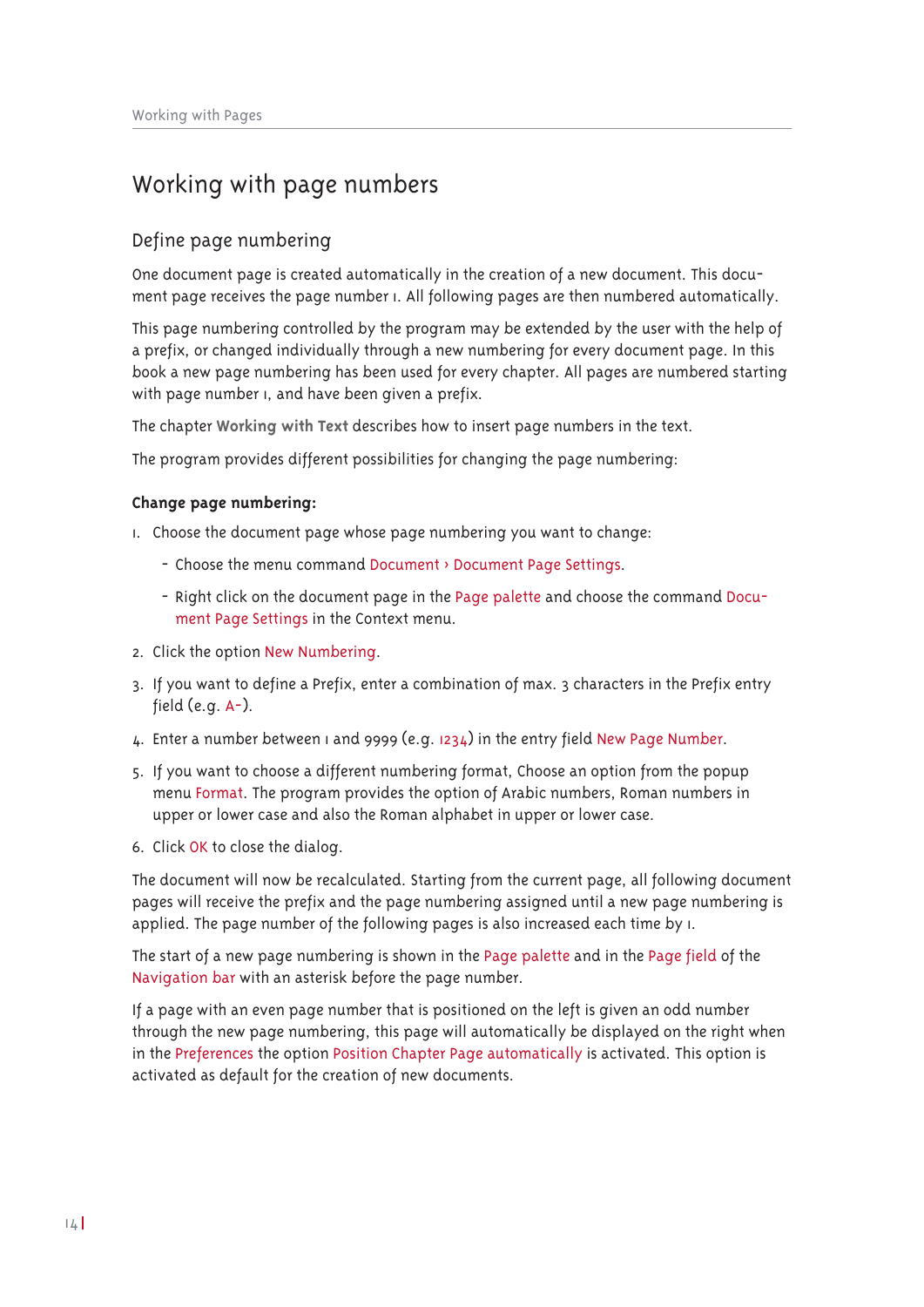# Working with page numbers

## Define page numbering

One document page is created automatically in the creation of a new document. This document page receives the page number 1. All following pages are then numbered automatically.

This page numbering controlled by the program may be extended by the user with the help of a prefix, or changed individually through a new numbering for every document page. In this book a new page numbering has been used for every chapter. All pages are numbered starting with page number 1, and have been given a prefix.

The chapter **Working with Text** describes how to insert page numbers in the text.

The program provides different possibilities for changing the page numbering:

**Change page numbering:**

1. Choose the document page whose page numbering you want to change:
   - Choose the menu command Document › Document Page Settings.
   - Right click on the document page in the Page palette and choose the command Document Page Settings in the Context menu.
2. Click the option New Numbering.
3. If you want to define a Prefix, enter a combination of max. 3 characters in the Prefix entry field (e.g. A-).
4. Enter a number between 1 and 9999 (e.g. 1234) in the entry field New Page Number.
5. If you want to choose a different numbering format, Choose an option from the popup menu Format. The program provides the option of Arabic numbers, Roman numbers in upper or lower case and also the Roman alphabet in upper or lower case.
6. Click OK to close the dialog.

The document will now be recalculated. Starting from the current page, all following document pages will receive the prefix and the page numbering assigned until a new page numbering is applied. The page number of the following pages is also increased each time by 1.

The start of a new page numbering is shown in the Page palette and in the Page field of the Navigation bar with an asterisk before the page number.

If a page with an even page number that is positioned on the left is given an odd number through the new page numbering, this page will automatically be displayed on the right when in the Preferences the option Position Chapter Page automatically is activated. This option is activated as default for the creation of new documents.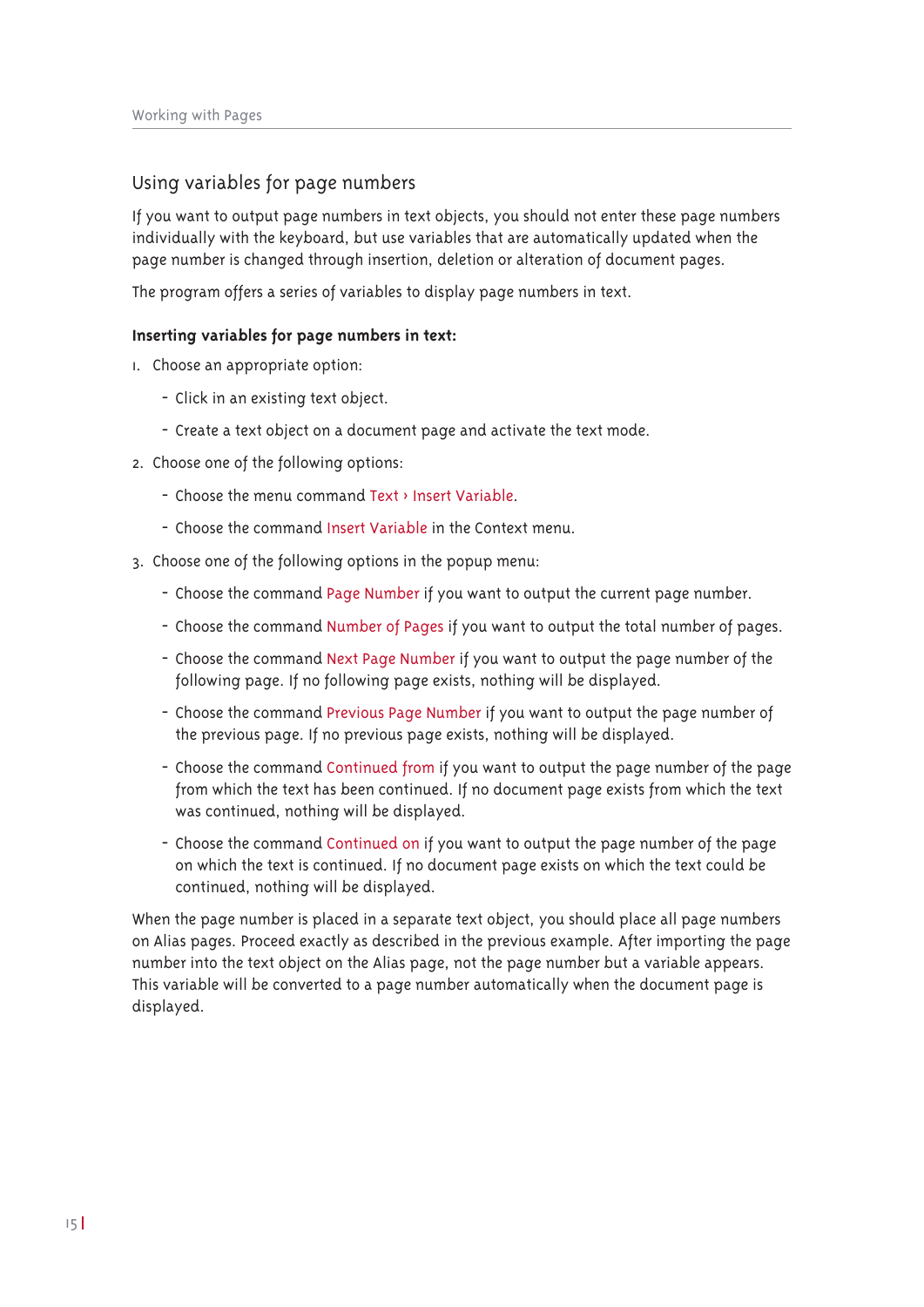## Using variables for page numbers

If you want to output page numbers in text objects, you should not enter these page numbers individually with the keyboard, but use variables that are automatically updated when the page number is changed through insertion, deletion or alteration of document pages.

The program offers a series of variables to display page numbers in text.

**Inserting variables for page numbers in text:**

1. Choose an appropriate option:
   - Click in an existing text object.
   - Create a text object on a document page and activate the text mode.
2. Choose one of the following options:
   - Choose the menu command Text › Insert Variable.
   - Choose the command Insert Variable in the Context menu.
3. Choose one of the following options in the popup menu:
   - Choose the command Page Number if you want to output the current page number.
   - Choose the command Number of Pages if you want to output the total number of pages.
   - Choose the command Next Page Number if you want to output the page number of the following page. If no following page exists, nothing will be displayed.
   - Choose the command Previous Page Number if you want to output the page number of the previous page. If no previous page exists, nothing will be displayed.
   - Choose the command Continued from if you want to output the page number of the page from which the text has been continued. If no document page exists from which the text was continued, nothing will be displayed.
   - Choose the command Continued on if you want to output the page number of the page on which the text is continued. If no document page exists on which the text could be continued, nothing will be displayed.

When the page number is placed in a separate text object, you should place all page numbers on Alias pages. Proceed exactly as described in the previous example. After importing the page number into the text object on the Alias page, not the page number but a variable appears. This variable will be converted to a page number automatically when the document page is displayed.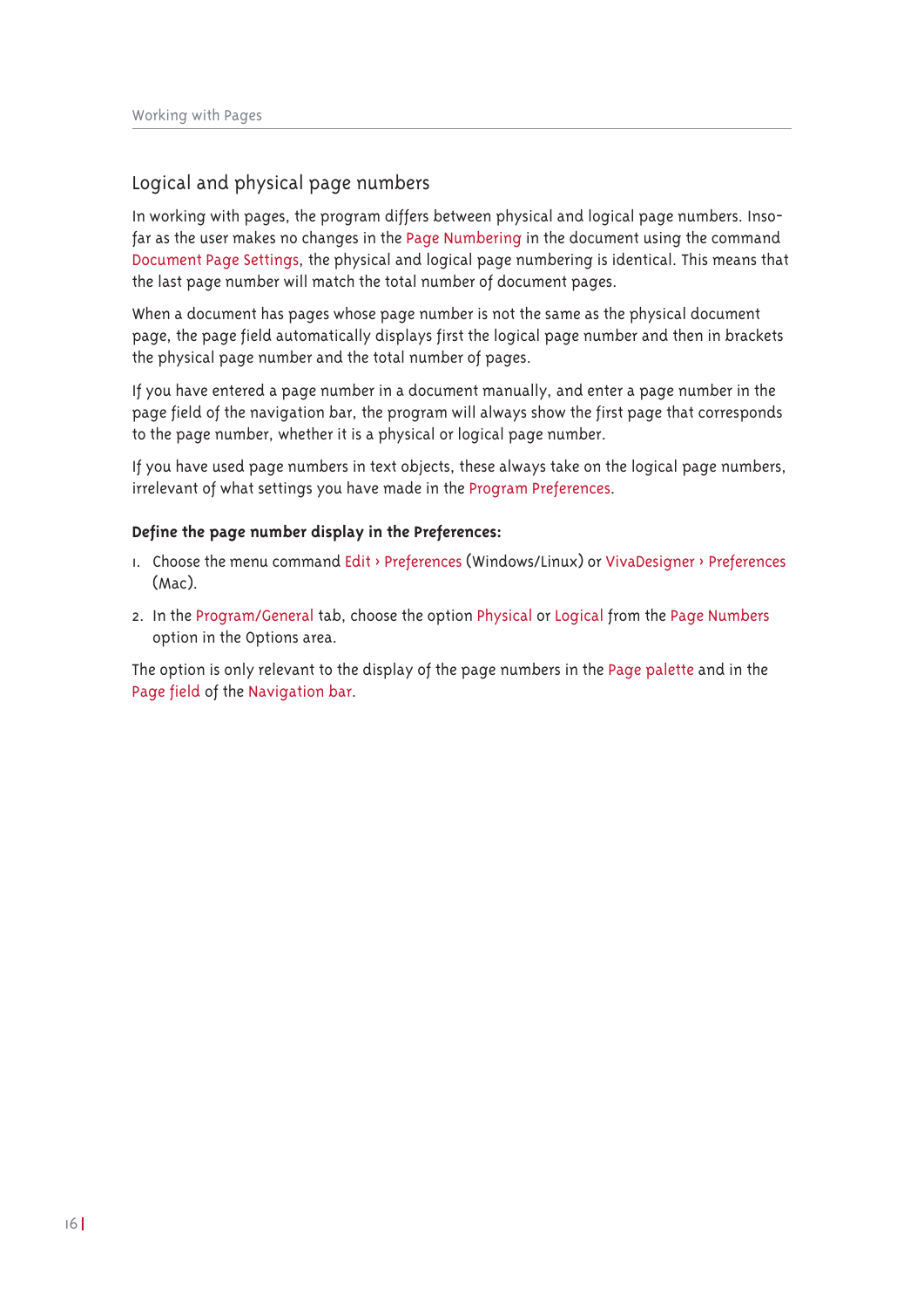## Logical and physical page numbers

In working with pages, the program differs between physical and logical page numbers. Insofar as the user makes no changes in the Page Numbering in the document using the command Document Page Settings, the physical and logical page numbering is identical. This means that the last page number will match the total number of document pages.

When a document has pages whose page number is not the same as the physical document page, the page field automatically displays first the logical page number and then in brackets the physical page number and the total number of pages.

If you have entered a page number in a document manually, and enter a page number in the page field of the navigation bar, the program will always show the first page that corresponds to the page number, whether it is a physical or logical page number.

If you have used page numbers in text objects, these always take on the logical page numbers, irrelevant of what settings you have made in the Program Preferences.

**Define the page number display in the Preferences:**

1. Choose the menu command Edit › Preferences (Windows/Linux) or VivaDesigner › Preferences (Mac).
2. In the Program/General tab, choose the option Physical or Logical from the Page Numbers option in the Options area.

The option is only relevant to the display of the page numbers in the Page palette and in the Page field of the Navigation bar.